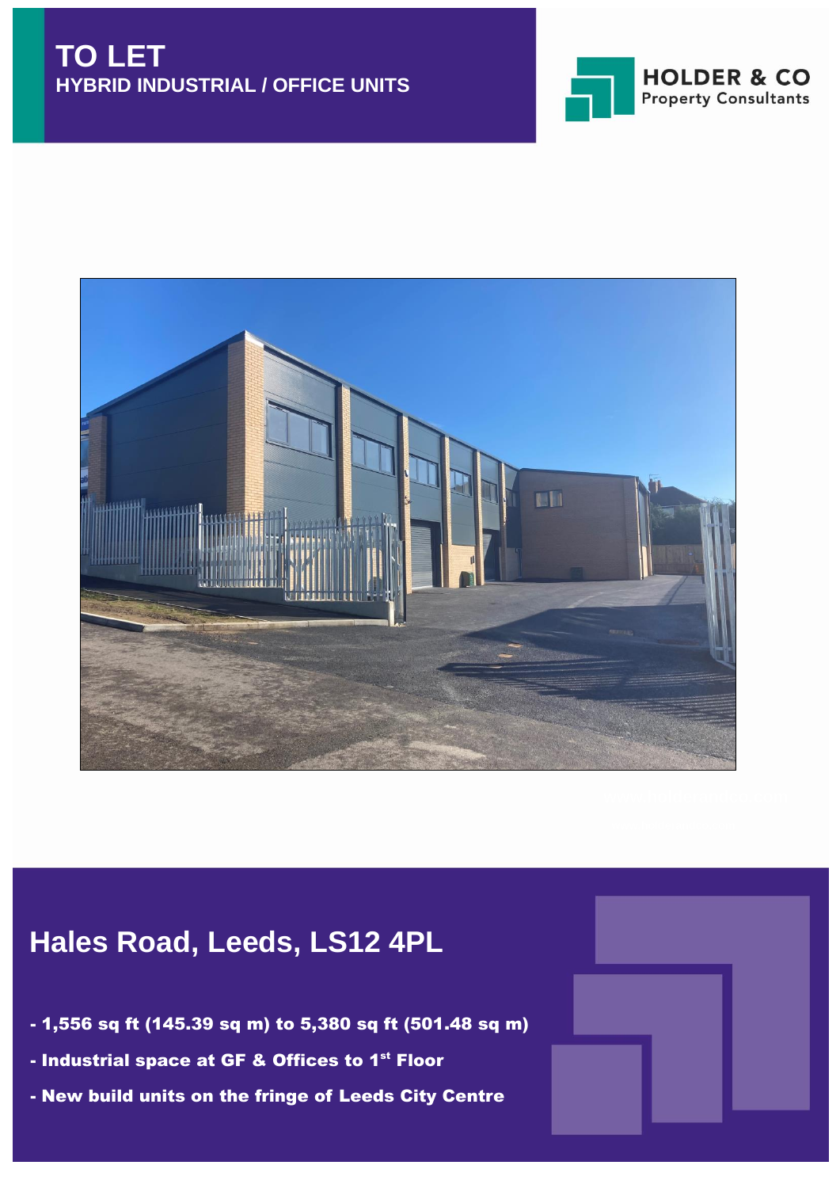# TO LET

## HYBRID INDUSTRIAL / OFFICE UNITS

HOLDER & CO
Property Consultants

## Hales Road, Leeds, LS12 4PL

- **1,556 sq ft (145.39 sq m) to 5,380 sq ft (501.48 sq m)**
- **Industrial space at GF & Offices to 1st Floor**
- **New build units on the fringe of Leeds City Centre**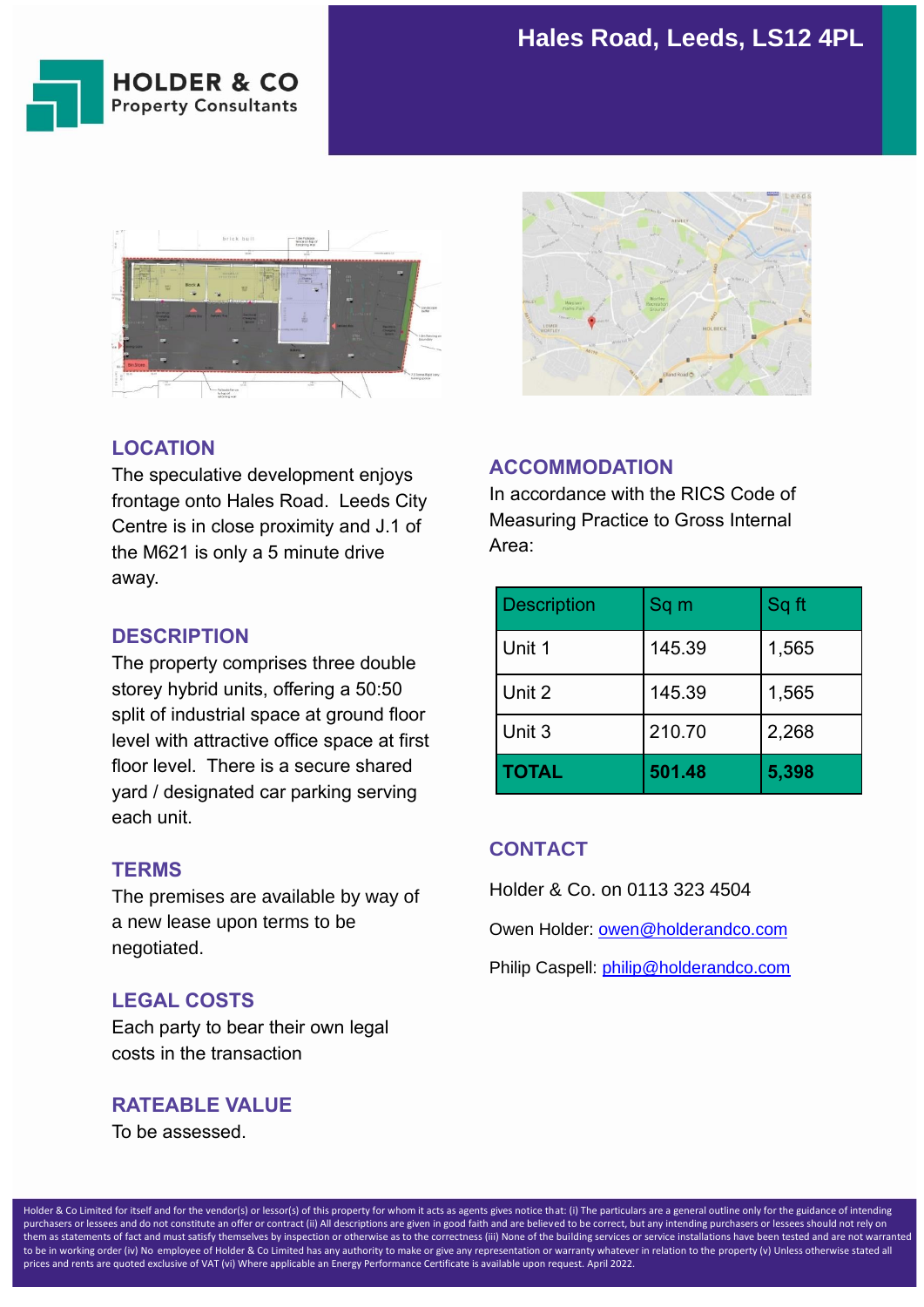# Hales Road, Leeds, LS12 4PL

HOLDER & CO
Property Consultants

## LOCATION

The speculative development enjoys frontage onto Hales Road. Leeds City Centre is in close proximity and J.1 of the M621 is only a 5 minute drive away.

## DESCRIPTION

The property comprises three double storey hybrid units, offering a 50:50 split of industrial space at ground floor level with attractive office space at first floor level. There is a secure shared yard / designated car parking serving each unit.

## TERMS

The premises are available by way of a new lease upon terms to be negotiated.

## LEGAL COSTS

Each party to bear their own legal costs in the transaction

## RATEABLE VALUE

To be assessed.

## ACCOMMODATION

In accordance with the RICS Code of Measuring Practice to Gross Internal Area:

| Description | Sq m | Sq ft |
|---|---|---|
| Unit 1 | 145.39 | 1,565 |
| Unit 2 | 145.39 | 1,565 |
| Unit 3 | 210.70 | 2,268 |
| **TOTAL** | **501.48** | **5,398** |

## CONTACT

Holder & Co. on 0113 323 4504

Owen Holder: owen@holderandco.com

Philip Caspell: philip@holderandco.com

Holder & Co Limited for itself and for the vendor(s) or lessor(s) of this property for whom it acts as agents gives notice that: (i) The particulars are a general outline only for the guidance of intending purchasers or lessees and do not constitute an offer or contract (ii) All descriptions are given in good faith and are believed to be correct, but any intending purchasers or lessees should not rely on them as statements of fact and must satisfy themselves by inspection or otherwise as to the correctness (iii) None of the building services or service installations have been tested and are not warranted to be in working order (iv) No employee of Holder & Co Limited has any authority to make or give any representation or warranty whatever in relation to the property (v) Unless otherwise stated all prices and rents are quoted exclusive of VAT (vi) Where applicable an Energy Performance Certificate is available upon request. April 2022.